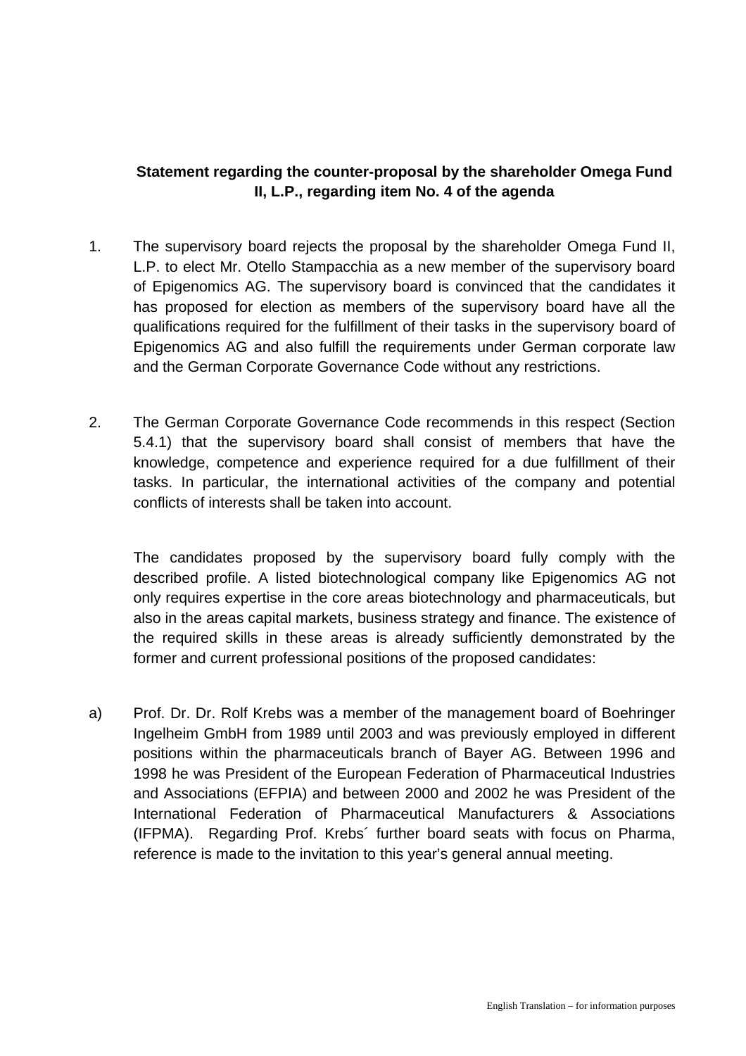**Statement regarding the counter-proposal by the shareholder Omega Fund II, L.P., regarding item No. 4 of the agenda**

1. The supervisory board rejects the proposal by the shareholder Omega Fund II, L.P. to elect Mr. Otello Stampacchia as a new member of the supervisory board of Epigenomics AG. The supervisory board is convinced that the candidates it has proposed for election as members of the supervisory board have all the qualifications required for the fulfillment of their tasks in the supervisory board of Epigenomics AG and also fulfill the requirements under German corporate law and the German Corporate Governance Code without any restrictions.

2. The German Corporate Governance Code recommends in this respect (Section 5.4.1) that the supervisory board shall consist of members that have the knowledge, competence and experience required for a due fulfillment of their tasks. In particular, the international activities of the company and potential conflicts of interests shall be taken into account.

   The candidates proposed by the supervisory board fully comply with the described profile. A listed biotechnological company like Epigenomics AG not only requires expertise in the core areas biotechnology and pharmaceuticals, but also in the areas capital markets, business strategy and finance. The existence of the required skills in these areas is already sufficiently demonstrated by the former and current professional positions of the proposed candidates:

a) Prof. Dr. Dr. Rolf Krebs was a member of the management board of Boehringer Ingelheim GmbH from 1989 until 2003 and was previously employed in different positions within the pharmaceuticals branch of Bayer AG. Between 1996 and 1998 he was President of the European Federation of Pharmaceutical Industries and Associations (EFPIA) and between 2000 and 2002 he was President of the International Federation of Pharmaceutical Manufacturers & Associations (IFPMA). Regarding Prof. Krebs´ further board seats with focus on Pharma, reference is made to the invitation to this year's general annual meeting.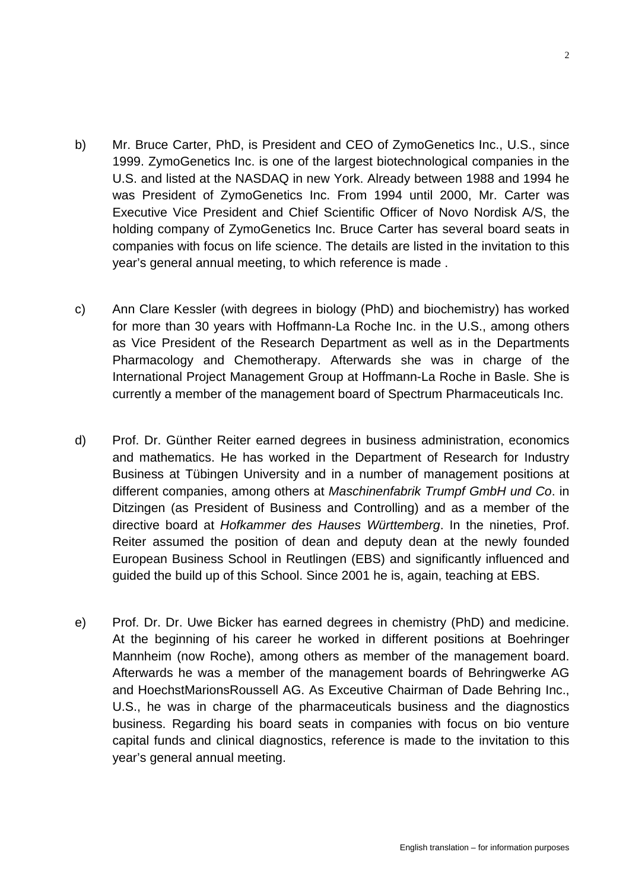b) Mr. Bruce Carter, PhD, is President and CEO of ZymoGenetics Inc., U.S., since 1999. ZymoGenetics Inc. is one of the largest biotechnological companies in the U.S. and listed at the NASDAQ in new York. Already between 1988 and 1994 he was President of ZymoGenetics Inc. From 1994 until 2000, Mr. Carter was Executive Vice President and Chief Scientific Officer of Novo Nordisk A/S, the holding company of ZymoGenetics Inc. Bruce Carter has several board seats in companies with focus on life science. The details are listed in the invitation to this year's general annual meeting, to which reference is made .

c) Ann Clare Kessler (with degrees in biology (PhD) and biochemistry) has worked for more than 30 years with Hoffmann-La Roche Inc. in the U.S., among others as Vice President of the Research Department as well as in the Departments Pharmacology and Chemotherapy. Afterwards she was in charge of the International Project Management Group at Hoffmann-La Roche in Basle. She is currently a member of the management board of Spectrum Pharmaceuticals Inc.

d) Prof. Dr. Günther Reiter earned degrees in business administration, economics and mathematics. He has worked in the Department of Research for Industry Business at Tübingen University and in a number of management positions at different companies, among others at *Maschinenfabrik Trumpf GmbH und Co*. in Ditzingen (as President of Business and Controlling) and as a member of the directive board at *Hofkammer des Hauses Württemberg*. In the nineties, Prof. Reiter assumed the position of dean and deputy dean at the newly founded European Business School in Reutlingen (EBS) and significantly influenced and guided the build up of this School. Since 2001 he is, again, teaching at EBS.

e) Prof. Dr. Dr. Uwe Bicker has earned degrees in chemistry (PhD) and medicine. At the beginning of his career he worked in different positions at Boehringer Mannheim (now Roche), among others as member of the management board. Afterwards he was a member of the management boards of Behringwerke AG and HoechstMarionsRoussell AG. As Exceutive Chairman of Dade Behring Inc., U.S., he was in charge of the pharmaceuticals business and the diagnostics business. Regarding his board seats in companies with focus on bio venture capital funds and clinical diagnostics, reference is made to the invitation to this year's general annual meeting.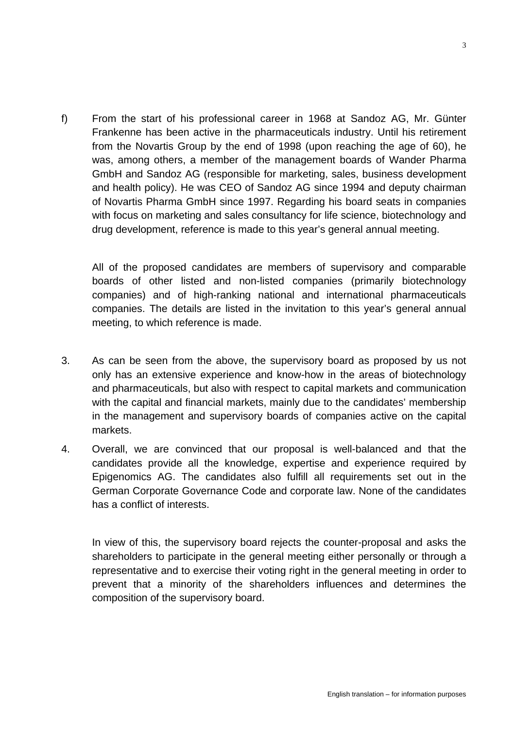f) From the start of his professional career in 1968 at Sandoz AG, Mr. Günter Frankenne has been active in the pharmaceuticals industry. Until his retirement from the Novartis Group by the end of 1998 (upon reaching the age of 60), he was, among others, a member of the management boards of Wander Pharma GmbH and Sandoz AG (responsible for marketing, sales, business development and health policy). He was CEO of Sandoz AG since 1994 and deputy chairman of Novartis Pharma GmbH since 1997. Regarding his board seats in companies with focus on marketing and sales consultancy for life science, biotechnology and drug development, reference is made to this year's general annual meeting.

All of the proposed candidates are members of supervisory and comparable boards of other listed and non-listed companies (primarily biotechnology companies) and of high-ranking national and international pharmaceuticals companies. The details are listed in the invitation to this year's general annual meeting, to which reference is made.

3. As can be seen from the above, the supervisory board as proposed by us not only has an extensive experience and know-how in the areas of biotechnology and pharmaceuticals, but also with respect to capital markets and communication with the capital and financial markets, mainly due to the candidates' membership in the management and supervisory boards of companies active on the capital markets.

4. Overall, we are convinced that our proposal is well-balanced and that the candidates provide all the knowledge, expertise and experience required by Epigenomics AG. The candidates also fulfill all requirements set out in the German Corporate Governance Code and corporate law. None of the candidates has a conflict of interests.

In view of this, the supervisory board rejects the counter-proposal and asks the shareholders to participate in the general meeting either personally or through a representative and to exercise their voting right in the general meeting in order to prevent that a minority of the shareholders influences and determines the composition of the supervisory board.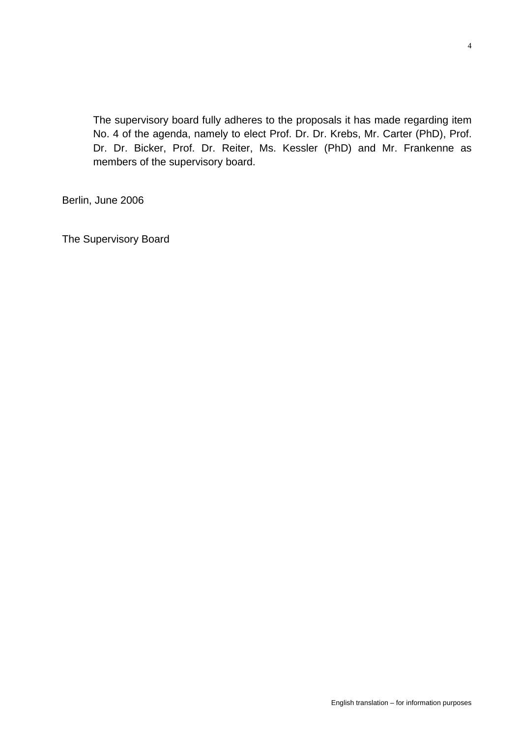The supervisory board fully adheres to the proposals it has made regarding item No. 4 of the agenda, namely to elect Prof. Dr. Dr. Krebs, Mr. Carter (PhD), Prof. Dr. Dr. Bicker, Prof. Dr. Reiter, Ms. Kessler (PhD) and Mr. Frankenne as members of the supervisory board.

Berlin, June 2006

The Supervisory Board